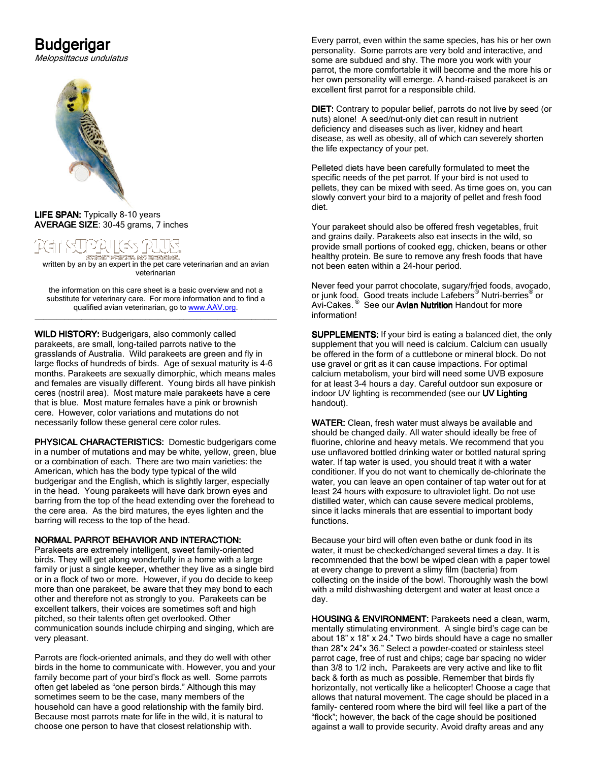# Budgerigar

*Melopsittacus undulatus*

**LIFE SPAN:** Typically 8-10 years
**AVERAGE SIZE**: 30-45 grams, 7 inches

written by an by an expert in the pet care veterinarian and an avian veterinarian

the information on this care sheet is a basic overview and not a substitute for veterinary care. For more information and to find a qualified avian veterinarian, go to www.AAV.org.

---

**WILD HISTORY:** Budgerigars, also commonly called parakeets, are small, long-tailed parrots native to the grasslands of Australia. Wild parakeets are green and fly in large flocks of hundreds of birds. Age of sexual maturity is 4-6 months. Parakeets are sexually dimorphic, which means males and females are visually different. Young birds all have pinkish ceres (nostril area). Most mature male parakeets have a cere that is blue. Most mature females have a pink or brownish cere. However, color variations and mutations do not necessarily follow these general cere color rules.

**PHYSICAL CHARACTERISTICS:** Domestic budgerigars come in a number of mutations and may be white, yellow, green, blue or a combination of each. There are two main varieties: the American, which has the body type typical of the wild budgerigar and the English, which is slightly larger, especially in the head. Young parakeets will have dark brown eyes and barring from the top of the head extending over the forehead to the cere area. As the bird matures, the eyes lighten and the barring will recess to the top of the head.

**NORMAL PARROT BEHAVIOR AND INTERACTION:**
Parakeets are extremely intelligent, sweet family-oriented birds. They will get along wonderfully in a home with a large family or just a single keeper, whether they live as a single bird or in a flock of two or more. However, if you do decide to keep more than one parakeet, be aware that they may bond to each other and therefore not as strongly to you. Parakeets can be excellent talkers, their voices are sometimes soft and high pitched, so their talents often get overlooked. Other communication sounds include chirping and singing, which are very pleasant.

Parrots are flock-oriented animals, and they do well with other birds in the home to communicate with. However, you and your family become part of your bird's flock as well. Some parrots often get labeled as "one person birds." Although this may sometimes seem to be the case, many members of the household can have a good relationship with the family bird. Because most parrots mate for life in the wild, it is natural to choose one person to have that closest relationship with.

Every parrot, even within the same species, has his or her own personality. Some parrots are very bold and interactive, and some are subdued and shy. The more you work with your parrot, the more comfortable it will become and the more his or her own personality will emerge. A hand-raised parakeet is an excellent first parrot for a responsible child.

**DIET:** Contrary to popular belief, parrots do not live by seed (or nuts) alone! A seed/nut-only diet can result in nutrient deficiency and diseases such as liver, kidney and heart disease, as well as obesity, all of which can severely shorten the life expectancy of your pet.

Pelleted diets have been carefully formulated to meet the specific needs of the pet parrot. If your bird is not used to pellets, they can be mixed with seed. As time goes on, you can slowly convert your bird to a majority of pellet and fresh food diet.

Your parakeet should also be offered fresh vegetables, fruit and grains daily. Parakeets also eat insects in the wild, so provide small portions of cooked egg, chicken, beans or other healthy protein. Be sure to remove any fresh foods that have not been eaten within a 24-hour period.

Never feed your parrot chocolate, sugary/fried foods, avocado, or junk food. Good treats include Lafebers® Nutri-berries® or Avi-Cakes.® See our **Avian Nutrition** Handout for more information!

**SUPPLEMENTS:** If your bird is eating a balanced diet, the only supplement that you will need is calcium. Calcium can usually be offered in the form of a cuttlebone or mineral block. Do not use gravel or grit as it can cause impactions. For optimal calcium metabolism, your bird will need some UVB exposure for at least 3-4 hours a day. Careful outdoor sun exposure or indoor UV lighting is recommended (see our **UV Lighting** handout).

**WATER:** Clean, fresh water must always be available and should be changed daily. All water should ideally be free of fluorine, chlorine and heavy metals. We recommend that you use unflavored bottled drinking water or bottled natural spring water. If tap water is used, you should treat it with a water conditioner. If you do not want to chemically de-chlorinate the water, you can leave an open container of tap water out for at least 24 hours with exposure to ultraviolet light. Do not use distilled water, which can cause severe medical problems, since it lacks minerals that are essential to important body functions.

Because your bird will often even bathe or dunk food in its water, it must be checked/changed several times a day. It is recommended that the bowl be wiped clean with a paper towel at every change to prevent a slimy film (bacteria) from collecting on the inside of the bowl. Thoroughly wash the bowl with a mild dishwashing detergent and water at least once a day.

**HOUSING & ENVIRONMENT:** Parakeets need a clean, warm, mentally stimulating environment. A single bird's cage can be about 18" x 18" x 24." Two birds should have a cage no smaller than 28"x 24"x 36." Select a powder-coated or stainless steel parrot cage, free of rust and chips; cage bar spacing no wider than 3/8 to 1/2 inch. Parakeets are very active and like to flit back & forth as much as possible. Remember that birds fly horizontally, not vertically like a helicopter! Choose a cage that allows that natural movement. The cage should be placed in a family- centered room where the bird will feel like a part of the "flock"; however, the back of the cage should be positioned against a wall to provide security. Avoid drafty areas and any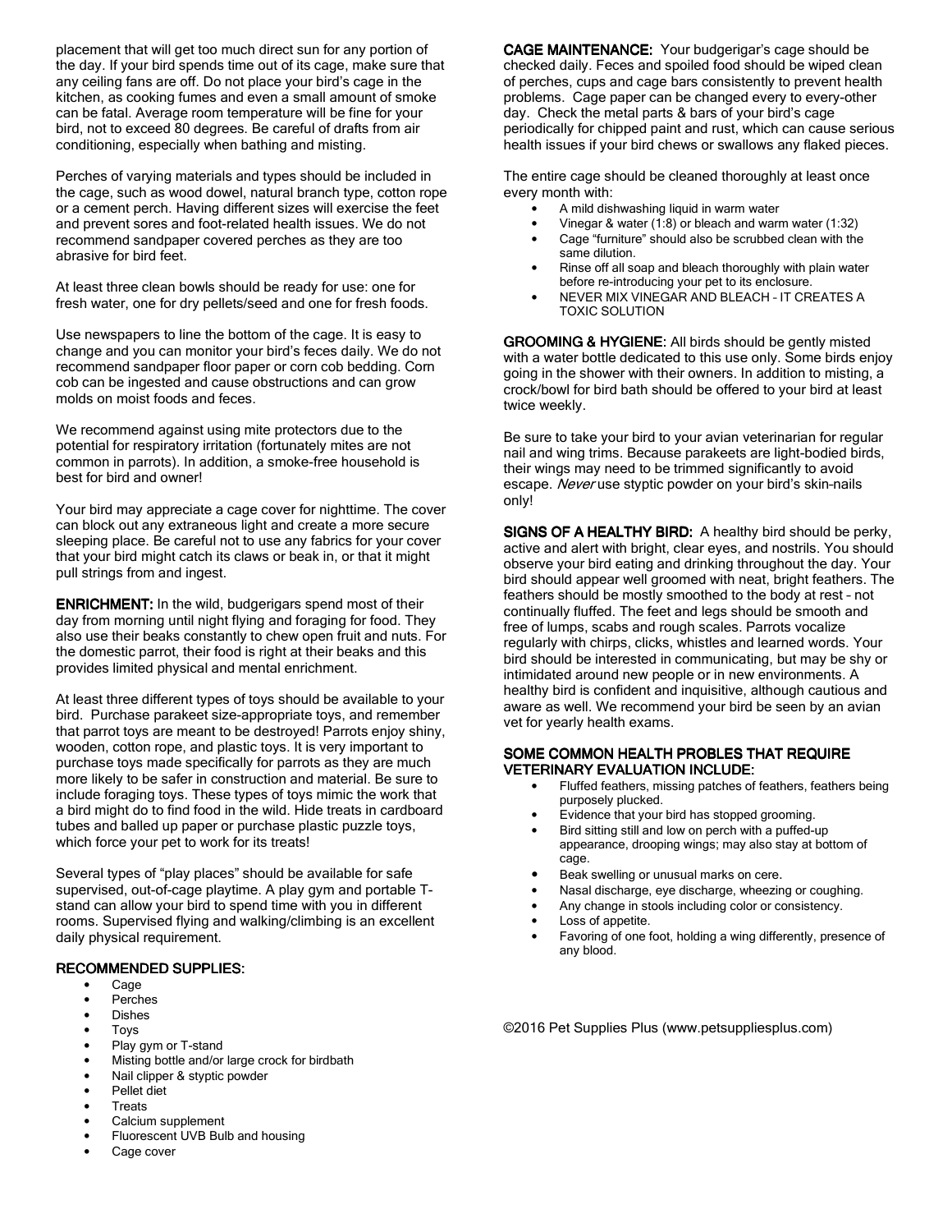placement that will get too much direct sun for any portion of the day. If your bird spends time out of its cage, make sure that any ceiling fans are off. Do not place your bird's cage in the kitchen, as cooking fumes and even a small amount of smoke can be fatal. Average room temperature will be fine for your bird, not to exceed 80 degrees. Be careful of drafts from air conditioning, especially when bathing and misting.

Perches of varying materials and types should be included in the cage, such as wood dowel, natural branch type, cotton rope or a cement perch. Having different sizes will exercise the feet and prevent sores and foot-related health issues. We do not recommend sandpaper covered perches as they are too abrasive for bird feet.

At least three clean bowls should be ready for use: one for fresh water, one for dry pellets/seed and one for fresh foods.

Use newspapers to line the bottom of the cage. It is easy to change and you can monitor your bird's feces daily. We do not recommend sandpaper floor paper or corn cob bedding. Corn cob can be ingested and cause obstructions and can grow molds on moist foods and feces.

We recommend against using mite protectors due to the potential for respiratory irritation (fortunately mites are not common in parrots). In addition, a smoke-free household is best for bird and owner!

Your bird may appreciate a cage cover for nighttime. The cover can block out any extraneous light and create a more secure sleeping place. Be careful not to use any fabrics for your cover that your bird might catch its claws or beak in, or that it might pull strings from and ingest.

**ENRICHMENT:** In the wild, budgerigars spend most of their day from morning until night flying and foraging for food. They also use their beaks constantly to chew open fruit and nuts. For the domestic parrot, their food is right at their beaks and this provides limited physical and mental enrichment.

At least three different types of toys should be available to your bird. Purchase parakeet size-appropriate toys, and remember that parrot toys are meant to be destroyed! Parrots enjoy shiny, wooden, cotton rope, and plastic toys. It is very important to purchase toys made specifically for parrots as they are much more likely to be safer in construction and material. Be sure to include foraging toys. These types of toys mimic the work that a bird might do to find food in the wild. Hide treats in cardboard tubes and balled up paper or purchase plastic puzzle toys, which force your pet to work for its treats!

Several types of "play places" should be available for safe supervised, out-of-cage playtime. A play gym and portable T-stand can allow your bird to spend time with you in different rooms. Supervised flying and walking/climbing is an excellent daily physical requirement.

**RECOMMENDED SUPPLIES:**

- Cage
- Perches
- Dishes
- Toys
- Play gym or T-stand
- Misting bottle and/or large crock for birdbath
- Nail clipper & styptic powder
- Pellet diet
- Treats
- Calcium supplement
- Fluorescent UVB Bulb and housing
- Cage cover

**CAGE MAINTENANCE:** Your budgerigar's cage should be checked daily. Feces and spoiled food should be wiped clean of perches, cups and cage bars consistently to prevent health problems. Cage paper can be changed every to every-other day. Check the metal parts & bars of your bird's cage periodically for chipped paint and rust, which can cause serious health issues if your bird chews or swallows any flaked pieces.

The entire cage should be cleaned thoroughly at least once every month with:

- A mild dishwashing liquid in warm water
- Vinegar & water (1:8) or bleach and warm water (1:32)
- Cage "furniture" should also be scrubbed clean with the same dilution.
- Rinse off all soap and bleach thoroughly with plain water before re-introducing your pet to its enclosure.
- NEVER MIX VINEGAR AND BLEACH – IT CREATES A TOXIC SOLUTION

**GROOMING & HYGIENE:** All birds should be gently misted with a water bottle dedicated to this use only. Some birds enjoy going in the shower with their owners. In addition to misting, a crock/bowl for bird bath should be offered to your bird at least twice weekly.

Be sure to take your bird to your avian veterinarian for regular nail and wing trims. Because parakeets are light-bodied birds, their wings may need to be trimmed significantly to avoid escape. *Never* use styptic powder on your bird's skin–nails only!

**SIGNS OF A HEALTHY BIRD:** A healthy bird should be perky, active and alert with bright, clear eyes, and nostrils. You should observe your bird eating and drinking throughout the day. Your bird should appear well groomed with neat, bright feathers. The feathers should be mostly smoothed to the body at rest – not continually fluffed. The feet and legs should be smooth and free of lumps, scabs and rough scales. Parrots vocalize regularly with chirps, clicks, whistles and learned words. Your bird should be interested in communicating, but may be shy or intimidated around new people or in new environments. A healthy bird is confident and inquisitive, although cautious and aware as well. We recommend your bird be seen by an avian vet for yearly health exams.

**SOME COMMON HEALTH PROBLES THAT REQUIRE VETERINARY EVALUATION INCLUDE:**

- Fluffed feathers, missing patches of feathers, feathers being purposely plucked.
- Evidence that your bird has stopped grooming.
- Bird sitting still and low on perch with a puffed-up appearance, drooping wings; may also stay at bottom of cage.
- Beak swelling or unusual marks on cere.
- Nasal discharge, eye discharge, wheezing or coughing.
- Any change in stools including color or consistency.
- Loss of appetite.
- Favoring of one foot, holding a wing differently, presence of any blood.

©2016 Pet Supplies Plus (www.petsuppliesplus.com)